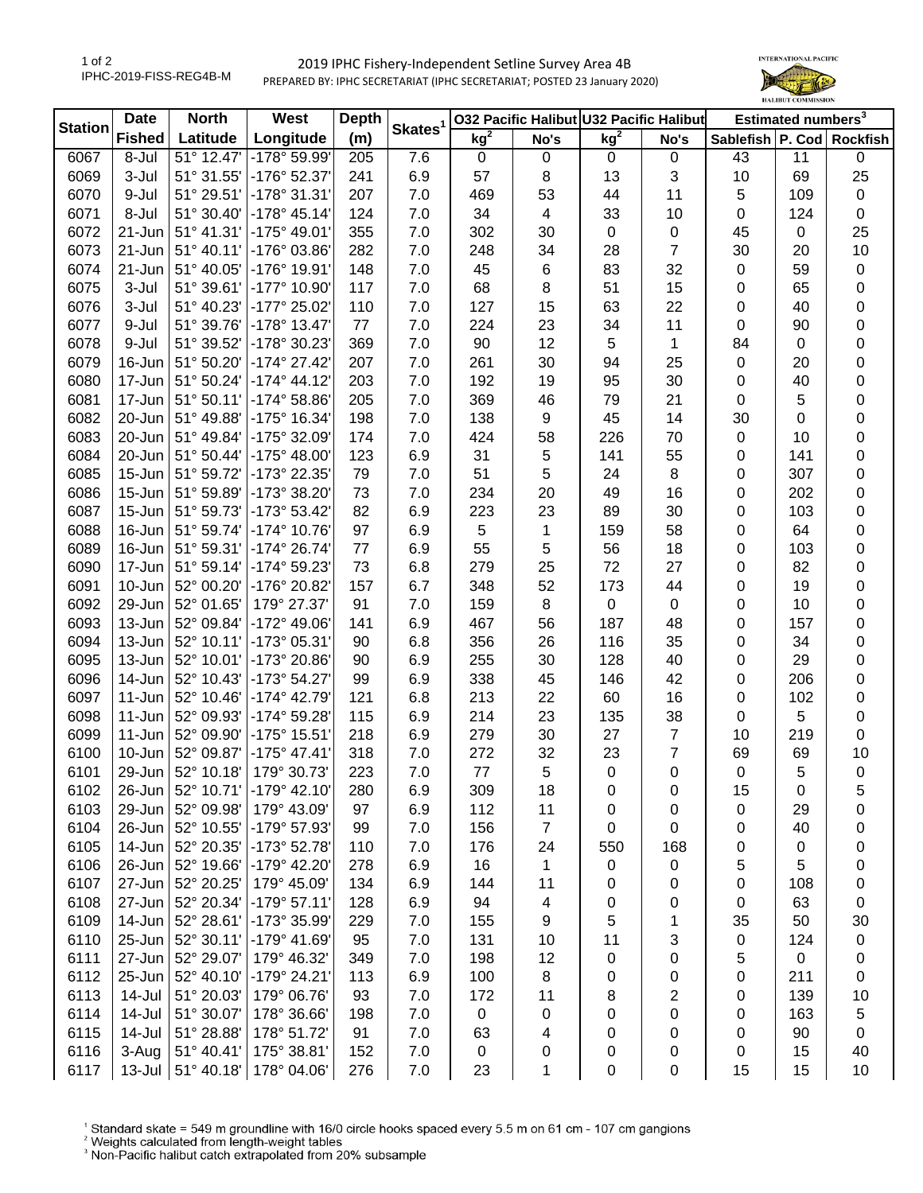# 2019 IPHC Fishery-Independent Setline Survey Area 4B

PREPARED BY: IPHC SECRETARIAT (IPHC SECRETARIAT; POSTED 23 January 2020)

IPHC-2019-FISS-REG4B-M

| Station | Date Fished | North Latitude | West Longitude | Depth (m) | Skates[1] | O32 Pacific Halibut | | U32 Pacific Halibut | | Estimated numbers[3] | | |
|---|---|---|---|---|---|---|---|---|---|---|---|---|
| | | | | | | kg[2] | No's | kg[2] | No's | Sablefish | P. Cod | Rockfish |
| 6067 | 8-Jul | 51° 12.47' | -178° 59.99' | 205 | 7.6 | 0 | 0 | 0 | 0 | 43 | 11 | 0 |
| 6069 | 3-Jul | 51° 31.55' | -176° 52.37' | 241 | 6.9 | 57 | 8 | 13 | 3 | 10 | 69 | 25 |
| 6070 | 9-Jul | 51° 29.51' | -178° 31.31' | 207 | 7.0 | 469 | 53 | 44 | 11 | 5 | 109 | 0 |
| 6071 | 8-Jul | 51° 30.40' | -178° 45.14' | 124 | 7.0 | 34 | 4 | 33 | 10 | 0 | 124 | 0 |
| 6072 | 21-Jun | 51° 41.31' | -175° 49.01' | 355 | 7.0 | 302 | 30 | 0 | 0 | 45 | 0 | 25 |
| 6073 | 21-Jun | 51° 40.11' | -176° 03.86' | 282 | 7.0 | 248 | 34 | 28 | 7 | 30 | 20 | 10 |
| 6074 | 21-Jun | 51° 40.05' | -176° 19.91' | 148 | 7.0 | 45 | 6 | 83 | 32 | 0 | 59 | 0 |
| 6075 | 3-Jul | 51° 39.61' | -177° 10.90' | 117 | 7.0 | 68 | 8 | 51 | 15 | 0 | 65 | 0 |
| 6076 | 3-Jul | 51° 40.23' | -177° 25.02' | 110 | 7.0 | 127 | 15 | 63 | 22 | 0 | 40 | 0 |
| 6077 | 9-Jul | 51° 39.76' | -178° 13.47' | 77 | 7.0 | 224 | 23 | 34 | 11 | 0 | 90 | 0 |
| 6078 | 9-Jul | 51° 39.52' | -178° 30.23' | 369 | 7.0 | 90 | 12 | 5 | 1 | 84 | 0 | 0 |
| 6079 | 16-Jun | 51° 50.20' | -174° 27.42' | 207 | 7.0 | 261 | 30 | 94 | 25 | 0 | 20 | 0 |
| 6080 | 17-Jun | 51° 50.24' | -174° 44.12' | 203 | 7.0 | 192 | 19 | 95 | 30 | 0 | 40 | 0 |
| 6081 | 17-Jun | 51° 50.11' | -174° 58.86' | 205 | 7.0 | 369 | 46 | 79 | 21 | 0 | 5 | 0 |
| 6082 | 20-Jun | 51° 49.88' | -175° 16.34' | 198 | 7.0 | 138 | 9 | 45 | 14 | 30 | 0 | 0 |
| 6083 | 20-Jun | 51° 49.84' | -175° 32.09' | 174 | 7.0 | 424 | 58 | 226 | 70 | 0 | 10 | 0 |
| 6084 | 20-Jun | 51° 50.44' | -175° 48.00' | 123 | 6.9 | 31 | 5 | 141 | 55 | 0 | 141 | 0 |
| 6085 | 15-Jun | 51° 59.72' | -173° 22.35' | 79 | 7.0 | 51 | 5 | 24 | 8 | 0 | 307 | 0 |
| 6086 | 15-Jun | 51° 59.89' | -173° 38.20' | 73 | 7.0 | 234 | 20 | 49 | 16 | 0 | 202 | 0 |
| 6087 | 15-Jun | 51° 59.73' | -173° 53.42' | 82 | 6.9 | 223 | 23 | 89 | 30 | 0 | 103 | 0 |
| 6088 | 16-Jun | 51° 59.74' | -174° 10.76' | 97 | 6.9 | 5 | 1 | 159 | 58 | 0 | 64 | 0 |
| 6089 | 16-Jun | 51° 59.31' | -174° 26.74' | 77 | 6.9 | 55 | 5 | 56 | 18 | 0 | 103 | 0 |
| 6090 | 17-Jun | 51° 59.14' | -174° 59.23' | 73 | 6.8 | 279 | 25 | 72 | 27 | 0 | 82 | 0 |
| 6091 | 10-Jun | 52° 00.20' | -176° 20.82' | 157 | 6.7 | 348 | 52 | 173 | 44 | 0 | 19 | 0 |
| 6092 | 29-Jun | 52° 01.65' | 179° 27.37' | 91 | 7.0 | 159 | 8 | 0 | 0 | 0 | 10 | 0 |
| 6093 | 13-Jun | 52° 09.84' | -172° 49.06' | 141 | 6.9 | 467 | 56 | 187 | 48 | 0 | 157 | 0 |
| 6094 | 13-Jun | 52° 10.11' | -173° 05.31' | 90 | 6.8 | 356 | 26 | 116 | 35 | 0 | 34 | 0 |
| 6095 | 13-Jun | 52° 10.01' | -173° 20.86' | 90 | 6.9 | 255 | 30 | 128 | 40 | 0 | 29 | 0 |
| 6096 | 14-Jun | 52° 10.43' | -173° 54.27' | 99 | 6.9 | 338 | 45 | 146 | 42 | 0 | 206 | 0 |
| 6097 | 11-Jun | 52° 10.46' | -174° 42.79' | 121 | 6.8 | 213 | 22 | 60 | 16 | 0 | 102 | 0 |
| 6098 | 11-Jun | 52° 09.93' | -174° 59.28' | 115 | 6.9 | 214 | 23 | 135 | 38 | 0 | 5 | 0 |
| 6099 | 11-Jun | 52° 09.90' | -175° 15.51' | 218 | 6.9 | 279 | 30 | 27 | 7 | 10 | 219 | 0 |
| 6100 | 10-Jun | 52° 09.87' | -175° 47.41' | 318 | 7.0 | 272 | 32 | 23 | 7 | 69 | 69 | 10 |
| 6101 | 29-Jun | 52° 10.18' | 179° 30.73' | 223 | 7.0 | 77 | 5 | 0 | 0 | 0 | 5 | 0 |
| 6102 | 26-Jun | 52° 10.71' | -179° 42.10' | 280 | 6.9 | 309 | 18 | 0 | 0 | 15 | 0 | 5 |
| 6103 | 29-Jun | 52° 09.98' | 179° 43.09' | 97 | 6.9 | 112 | 11 | 0 | 0 | 0 | 29 | 0 |
| 6104 | 26-Jun | 52° 10.55' | -179° 57.93' | 99 | 7.0 | 156 | 7 | 0 | 0 | 0 | 40 | 0 |
| 6105 | 14-Jun | 52° 20.35' | -173° 52.78' | 110 | 7.0 | 176 | 24 | 550 | 168 | 0 | 0 | 0 |
| 6106 | 26-Jun | 52° 19.66' | -179° 42.20' | 278 | 6.9 | 16 | 1 | 0 | 0 | 5 | 5 | 0 |
| 6107 | 27-Jun | 52° 20.25' | 179° 45.09' | 134 | 6.9 | 144 | 11 | 0 | 0 | 0 | 108 | 0 |
| 6108 | 27-Jun | 52° 20.34' | -179° 57.11' | 128 | 6.9 | 94 | 4 | 0 | 0 | 0 | 63 | 0 |
| 6109 | 14-Jun | 52° 28.61' | -173° 35.99' | 229 | 7.0 | 155 | 9 | 5 | 1 | 35 | 50 | 30 |
| 6110 | 25-Jun | 52° 30.11' | -179° 41.69' | 95 | 7.0 | 131 | 10 | 11 | 3 | 0 | 124 | 0 |
| 6111 | 27-Jun | 52° 29.07' | 179° 46.32' | 349 | 7.0 | 198 | 12 | 0 | 0 | 5 | 0 | 0 |
| 6112 | 25-Jun | 52° 40.10' | -179° 24.21' | 113 | 6.9 | 100 | 8 | 0 | 0 | 0 | 211 | 0 |
| 6113 | 14-Jul | 51° 20.03' | 179° 06.76' | 93 | 7.0 | 172 | 11 | 8 | 2 | 0 | 139 | 10 |
| 6114 | 14-Jul | 51° 30.07' | 178° 36.66' | 198 | 7.0 | 0 | 0 | 0 | 0 | 0 | 163 | 5 |
| 6115 | 14-Jul | 51° 28.88' | 178° 51.72' | 91 | 7.0 | 63 | 4 | 0 | 0 | 0 | 90 | 0 |
| 6116 | 3-Aug | 51° 40.41' | 175° 38.81' | 152 | 7.0 | 0 | 0 | 0 | 0 | 0 | 15 | 40 |
| 6117 | 13-Jul | 51° 40.18' | 178° 04.06' | 276 | 7.0 | 23 | 1 | 0 | 0 | 15 | 15 | 10 |

[1] Standard skate = 549 m groundline with 16/0 circle hooks spaced every 5.5 m on 61 cm - 107 cm gangions

[2] Weights calculated from length-weight tables

[3] Non-Pacific halibut catch extrapolated from 20% subsample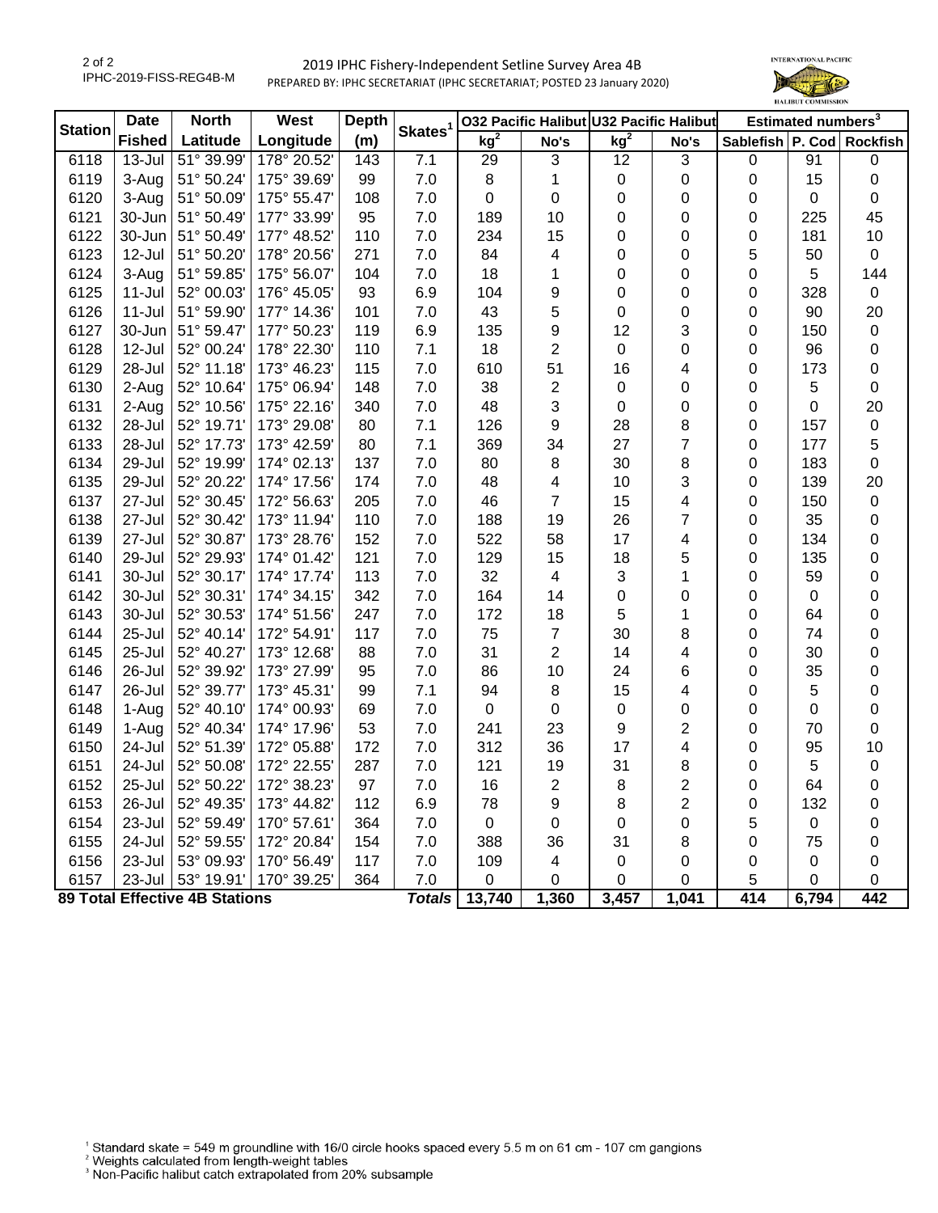2019 IPHC Fishery-Independent Setline Survey Area 4B

PREPARED BY: IPHC SECRETARIAT (IPHC SECRETARIAT; POSTED 23 January 2020)

| Station | Date Fished | North Latitude | West Longitude | Depth (m) | Skates[1] | O32 Pacific Halibut kg[2] | O32 Pacific Halibut No's | U32 Pacific Halibut kg[2] | U32 Pacific Halibut No's | Estimated numbers[3] Sablefish | Estimated numbers[3] P. Cod | Estimated numbers[3] Rockfish |
|---|---|---|---|---|---|---|---|---|---|---|---|---|
| 6118 | 13-Jul | 51° 39.99' | 178° 20.52' | 143 | 7.1 | 29 | 3 | 12 | 3 | 0 | 91 | 0 |
| 6119 | 3-Aug | 51° 50.24' | 175° 39.69' | 99 | 7.0 | 8 | 1 | 0 | 0 | 0 | 15 | 0 |
| 6120 | 3-Aug | 51° 50.09' | 175° 55.47' | 108 | 7.0 | 0 | 0 | 0 | 0 | 0 | 0 | 0 |
| 6121 | 30-Jun | 51° 50.49' | 177° 33.99' | 95 | 7.0 | 189 | 10 | 0 | 0 | 0 | 225 | 45 |
| 6122 | 30-Jun | 51° 50.49' | 177° 48.52' | 110 | 7.0 | 234 | 15 | 0 | 0 | 0 | 181 | 10 |
| 6123 | 12-Jul | 51° 50.20' | 178° 20.56' | 271 | 7.0 | 84 | 4 | 0 | 0 | 5 | 50 | 0 |
| 6124 | 3-Aug | 51° 59.85' | 175° 56.07' | 104 | 7.0 | 18 | 1 | 0 | 0 | 0 | 5 | 144 |
| 6125 | 11-Jul | 52° 00.03' | 176° 45.05' | 93 | 6.9 | 104 | 9 | 0 | 0 | 0 | 328 | 0 |
| 6126 | 11-Jul | 51° 59.90' | 177° 14.36' | 101 | 7.0 | 43 | 5 | 0 | 0 | 0 | 90 | 20 |
| 6127 | 30-Jun | 51° 59.47' | 177° 50.23' | 119 | 6.9 | 135 | 9 | 12 | 3 | 0 | 150 | 0 |
| 6128 | 12-Jul | 52° 00.24' | 178° 22.30' | 110 | 7.1 | 18 | 2 | 0 | 0 | 0 | 96 | 0 |
| 6129 | 28-Jul | 52° 11.18' | 173° 46.23' | 115 | 7.0 | 610 | 51 | 16 | 4 | 0 | 173 | 0 |
| 6130 | 2-Aug | 52° 10.64' | 175° 06.94' | 148 | 7.0 | 38 | 2 | 0 | 0 | 0 | 5 | 0 |
| 6131 | 2-Aug | 52° 10.56' | 175° 22.16' | 340 | 7.0 | 48 | 3 | 0 | 0 | 0 | 0 | 20 |
| 6132 | 28-Jul | 52° 19.71' | 173° 29.08' | 80 | 7.1 | 126 | 9 | 28 | 8 | 0 | 157 | 0 |
| 6133 | 28-Jul | 52° 17.73' | 173° 42.59' | 80 | 7.1 | 369 | 34 | 27 | 7 | 0 | 177 | 5 |
| 6134 | 29-Jul | 52° 19.99' | 174° 02.13' | 137 | 7.0 | 80 | 8 | 30 | 8 | 0 | 183 | 0 |
| 6135 | 29-Jul | 52° 20.22' | 174° 17.56' | 174 | 7.0 | 48 | 4 | 10 | 3 | 0 | 139 | 20 |
| 6137 | 27-Jul | 52° 30.45' | 172° 56.63' | 205 | 7.0 | 46 | 7 | 15 | 4 | 0 | 150 | 0 |
| 6138 | 27-Jul | 52° 30.42' | 173° 11.94' | 110 | 7.0 | 188 | 19 | 26 | 7 | 0 | 35 | 0 |
| 6139 | 27-Jul | 52° 30.87' | 173° 28.76' | 152 | 7.0 | 522 | 58 | 17 | 4 | 0 | 134 | 0 |
| 6140 | 29-Jul | 52° 29.93' | 174° 01.42' | 121 | 7.0 | 129 | 15 | 18 | 5 | 0 | 135 | 0 |
| 6141 | 30-Jul | 52° 30.17' | 174° 17.74' | 113 | 7.0 | 32 | 4 | 3 | 1 | 0 | 59 | 0 |
| 6142 | 30-Jul | 52° 30.31' | 174° 34.15' | 342 | 7.0 | 164 | 14 | 0 | 0 | 0 | 0 | 0 |
| 6143 | 30-Jul | 52° 30.53' | 174° 51.56' | 247 | 7.0 | 172 | 18 | 5 | 1 | 0 | 64 | 0 |
| 6144 | 25-Jul | 52° 40.14' | 172° 54.91' | 117 | 7.0 | 75 | 7 | 30 | 8 | 0 | 74 | 0 |
| 6145 | 25-Jul | 52° 40.27' | 173° 12.68' | 88 | 7.0 | 31 | 2 | 14 | 4 | 0 | 30 | 0 |
| 6146 | 26-Jul | 52° 39.92' | 173° 27.99' | 95 | 7.0 | 86 | 10 | 24 | 6 | 0 | 35 | 0 |
| 6147 | 26-Jul | 52° 39.77' | 173° 45.31' | 99 | 7.1 | 94 | 8 | 15 | 4 | 0 | 5 | 0 |
| 6148 | 1-Aug | 52° 40.10' | 174° 00.93' | 69 | 7.0 | 0 | 0 | 0 | 0 | 0 | 0 | 0 |
| 6149 | 1-Aug | 52° 40.34' | 174° 17.96' | 53 | 7.0 | 241 | 23 | 9 | 2 | 0 | 70 | 0 |
| 6150 | 24-Jul | 52° 51.39' | 172° 05.88' | 172 | 7.0 | 312 | 36 | 17 | 4 | 0 | 95 | 10 |
| 6151 | 24-Jul | 52° 50.08' | 172° 22.55' | 287 | 7.0 | 121 | 19 | 31 | 8 | 0 | 5 | 0 |
| 6152 | 25-Jul | 52° 50.22' | 172° 38.23' | 97 | 7.0 | 16 | 2 | 8 | 2 | 0 | 64 | 0 |
| 6153 | 26-Jul | 52° 49.35' | 173° 44.82' | 112 | 6.9 | 78 | 9 | 8 | 2 | 0 | 132 | 0 |
| 6154 | 23-Jul | 52° 59.49' | 170° 57.61' | 364 | 7.0 | 0 | 0 | 0 | 0 | 5 | 0 | 0 |
| 6155 | 24-Jul | 52° 59.55' | 172° 20.84' | 154 | 7.0 | 388 | 36 | 31 | 8 | 0 | 75 | 0 |
| 6156 | 23-Jul | 53° 09.93' | 170° 56.49' | 117 | 7.0 | 109 | 4 | 0 | 0 | 0 | 0 | 0 |
| 6157 | 23-Jul | 53° 19.91' | 170° 39.25' | 364 | 7.0 | 0 | 0 | 0 | 0 | 5 | 0 | 0 |
| **89 Total Effective 4B Stations** | | | | | ***Totals*** | **13,740** | **1,360** | **3,457** | **1,041** | **414** | **6,794** | **442** |

[1] Standard skate = 549 m groundline with 16/0 circle hooks spaced every 5.5 m on 61 cm - 107 cm gangions

[2] Weights calculated from length-weight tables

[3] Non-Pacific halibut catch extrapolated from 20% subsample